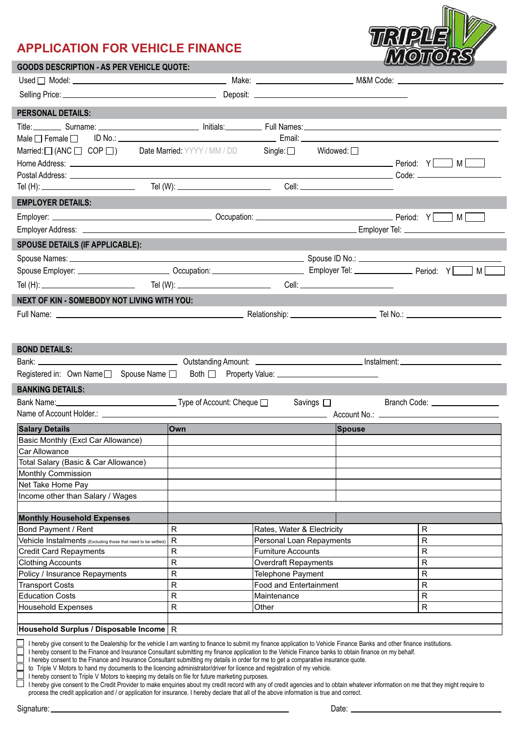# APPLICATION FOR VEHICLE FINANCE

TRIPLE V MOTORS

## GOODS DESCRIPTION - AS PER VEHICLE QUOTE:

Used ☐ Model: ____________________ Make: ____________________ M&M Code: ____________________

Selling Price: ____________________ Deposit: ____________________

## PERSONAL DETAILS:

Title: ________ Surname: ____________________ Initials: ________ Full Names: ____________________

Male ☐ Female ☐ ID No.: ____________________ Email: ____________________

Married: ☐ (ANC ☐ COP ☐) Date Married: YYYY / MM / DD Single: ☐ Widowed: ☐

Home Address: ____________________ Period: Y ☐ M ☐

Postal Address: ____________________ Code: ____________________

Tel (H): ____________________ Tel (W): ____________________ Cell: ____________________

## EMPLOYER DETAILS:

Employer: ____________________ Occupation: ____________________ Period: Y ☐ M ☐

Employer Address: ____________________ Employer Tel: ____________________

## SPOUSE DETAILS (IF APPLICABLE):

Spouse Names: ____________________ Spouse ID No.: ____________________

Spouse Employer: ____________________ Occupation: ____________________ Employer Tel: ____________________ Period: Y ☐ M ☐

Tel (H): ____________________ Tel (W): ____________________ Cell: ____________________

## NEXT OF KIN - SOMEBODY NOT LIVING WITH YOU:

Full Name: ____________________ Relationship: ____________________ Tel No.: ____________________

## BOND DETAILS:

Bank: ____________________ Outstanding Amount: ____________________ Instalment: ____________________

Registered in: Own Name ☐ Spouse Name ☐ Both ☐ Property Value: ____________________

## BANKING DETAILS:

Bank Name: ____________________ Type of Account: Cheque ☐ Savings ☐ Branch Code: ____________________

Name of Account Holder.: ____________________ Account No.: ____________________

| **Salary Details** | **Own** | **Spouse** |
|---|---|---|
| Basic Monthly (Excl Car Allowance) | | |
| Car Allowance | | |
| Total Salary (Basic & Car Allowance) | | |
| Monthly Commission | | |
| Net Take Home Pay | | |
| Income other than Salary / Wages | | |

| **Monthly Household Expenses** | | | |
|---|---|---|---|
| Bond Payment / Rent | R | Rates, Water & Electricity | R |
| Vehicle Instalments (Excluding those that need to be settled) | R | Personal Loan Repayments | R |
| Credit Card Repayments | R | Furniture Accounts | R |
| Clothing Accounts | R | Overdraft Repayments | R |
| Policy / Insurance Repayments | R | Telephone Payment | R |
| Transport Costs | R | Food and Entertainment | R |
| Education Costs | R | Maintenance | R |
| Household Expenses | R | Other | R |
| | | | |
| **Household Surplus / Disposable Income** | R | | |

☐ I hereby give consent to the Dealership for the vehicle I am wanting to finance to submit my finance application to Vehicle Finance Banks and other finance institutions.
☐ I hereby consent to the Finance and Insurance Consultant submitting my finance application to the Vehicle Finance banks to obtain finance on my behalf.
☐ I hereby consent to the Finance and Insurance Consultant submitting my details in order for me to get a comparative insurance quote.
☐ to Triple V Motors to hand my documents to the licencing administrator/driver for licence and registration of my vehicle.
☐ I hereby consent to Triple V Motors to keeping my details on file for future marketing purposes.
☐ I hereby give consent to the Credit Provider to make enquiries about my credit record with any of credit agencies and to obtain whatever information on me that they might require to process the credit application and / or application for insurance. I hereby declare that all of the above information is true and correct.

Signature: ____________________ Date: ____________________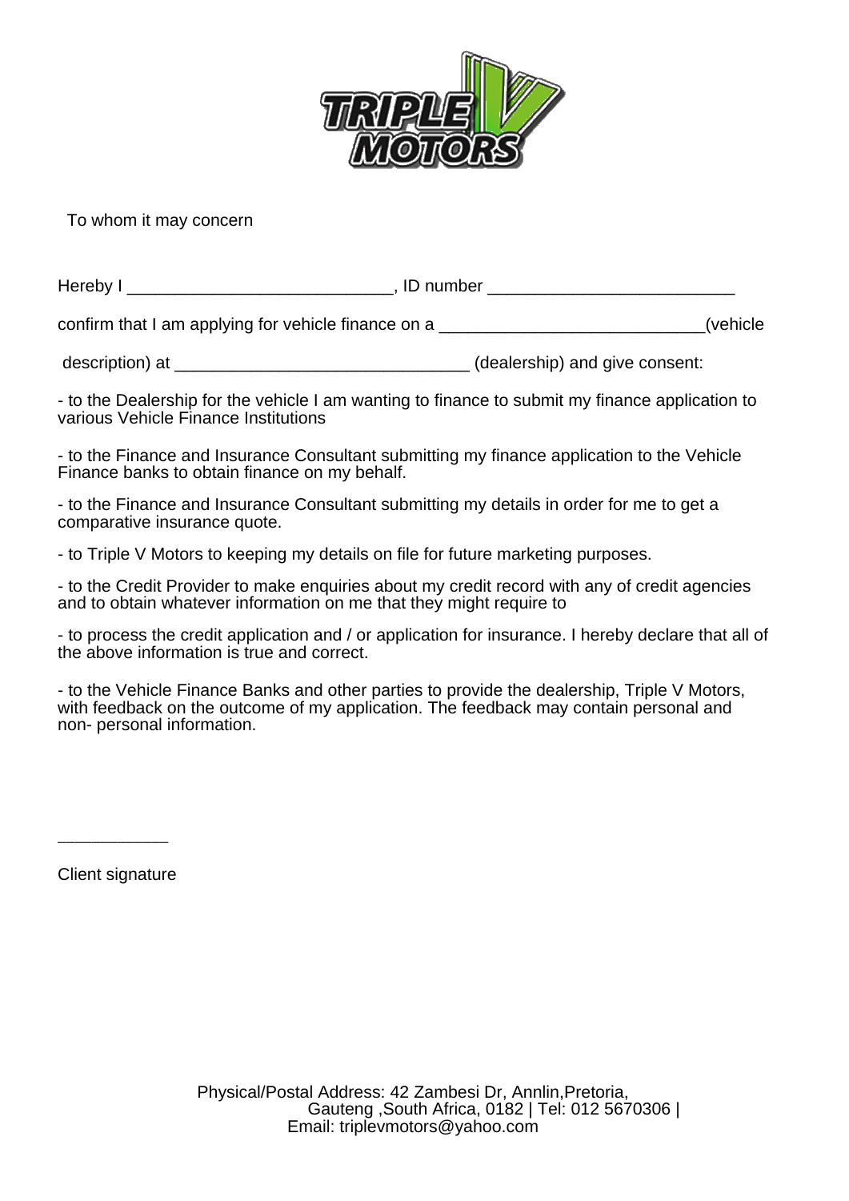To whom it may concern

Hereby I ____________________________, ID number __________________________

confirm that I am applying for vehicle finance on a ____________________________(vehicle

description) at _______________________________ (dealership) and give consent:

- to the Dealership for the vehicle I am wanting to finance to submit my finance application to various Vehicle Finance Institutions

- to the Finance and Insurance Consultant submitting my finance application to the Vehicle Finance banks to obtain finance on my behalf.

- to the Finance and Insurance Consultant submitting my details in order for me to get a comparative insurance quote.

- to Triple V Motors to keeping my details on file for future marketing purposes.

- to the Credit Provider to make enquiries about my credit record with any of credit agencies and to obtain whatever information on me that they might require to

- to process the credit application and / or application for insurance. I hereby declare that all of the above information is true and correct.

- to the Vehicle Finance Banks and other parties to provide the dealership, Triple V Motors, with feedback on the outcome of my application. The feedback may contain personal and non- personal information.

____________

Client signature

Physical/Postal Address: 42 Zambesi Dr, Annlin,Pretoria, Gauteng ,South Africa, 0182 | Tel: 012 5670306 | Email: triplevmotors@yahoo.com